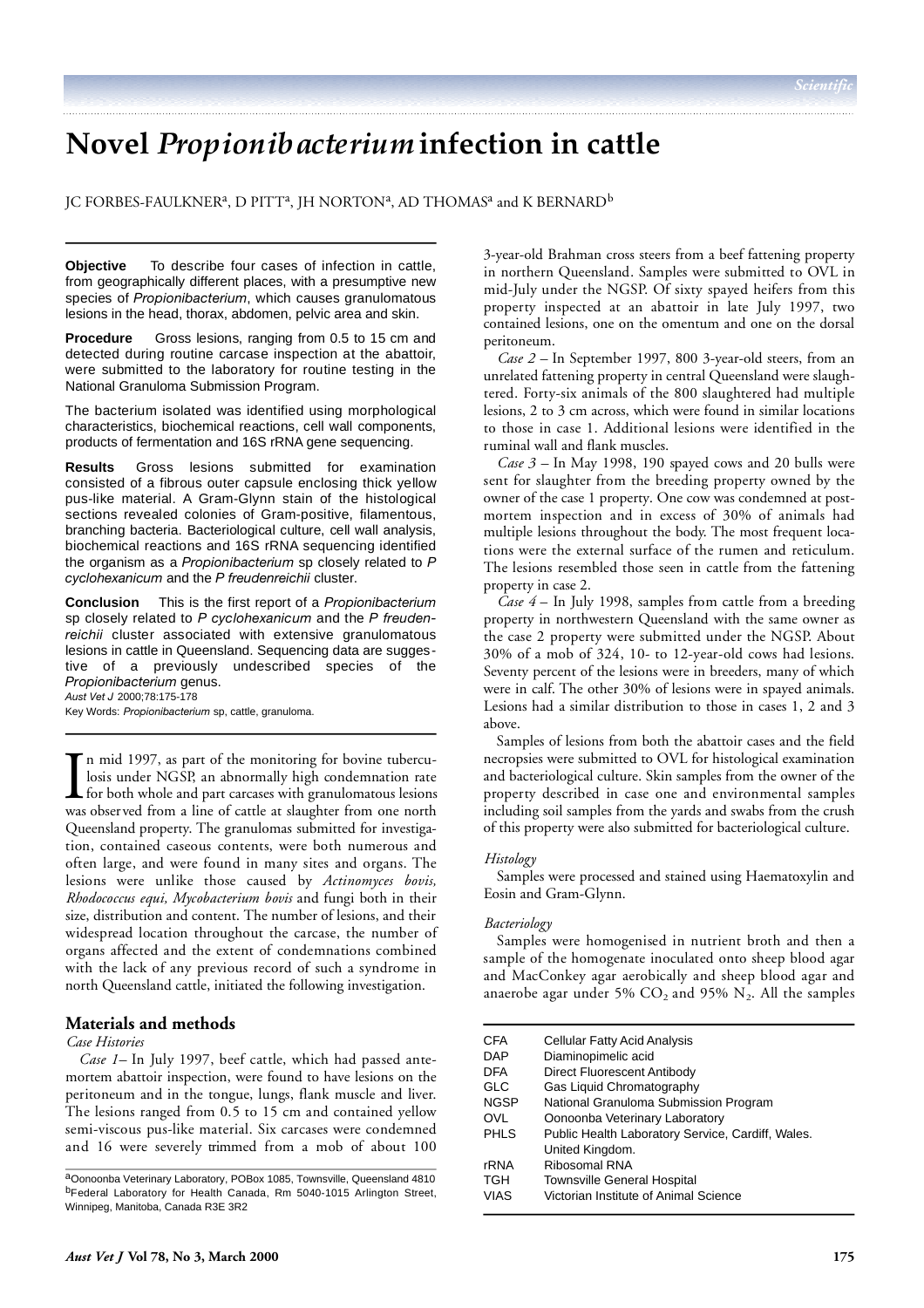# Novel *Propionibacterium* infection in cattle

JC FORBES-FAULKNER[a], D PITT[a], JH NORTON[a], AD THOMAS[a] and K BERNARD[b]

**Objective** To describe four cases of infection in cattle, from geographically different places, with a presumptive new species of *Propionibacterium*, which causes granulomatous lesions in the head, thorax, abdomen, pelvic area and skin.

**Procedure** Gross lesions, ranging from 0.5 to 15 cm and detected during routine carcase inspection at the abattoir, were submitted to the laboratory for routine testing in the National Granuloma Submission Program.

The bacterium isolated was identified using morphological characteristics, biochemical reactions, cell wall components, products of fermentation and 16S rRNA gene sequencing.

**Results** Gross lesions submitted for examination consisted of a fibrous outer capsule enclosing thick yellow pus-like material. A Gram-Glynn stain of the histological sections revealed colonies of Gram-positive, filamentous, branching bacteria. Bacteriological culture, cell wall analysis, biochemical reactions and 16S rRNA sequencing identified the organism as a *Propionibacterium* sp closely related to *P cyclohexanicum* and the *P freudenreichii* cluster.

**Conclusion** This is the first report of a *Propionibacterium* sp closely related to *P cyclohexanicum* and the *P freudenreichii* cluster associated with extensive granulomatous lesions in cattle in Queensland. Sequencing data are suggestive of a previously undescribed species of the *Propionibacterium* genus.

*Aust Vet J* 2000;78:175-178

Key Words: *Propionibacterium* sp, cattle, granuloma.

In mid 1997, as part of the monitoring for bovine tuberculosis under NGSP, an abnormally high condemnation rate for both whole and part carcases with granulomatous lesions was observed from a line of cattle at slaughter from one north Queensland property. The granulomas submitted for investigation, contained caseous contents, were both numerous and often large, and were found in many sites and organs. The lesions were unlike those caused by *Actinomyces bovis, Rhodococcus equi, Mycobacterium bovis* and fungi both in their size, distribution and content. The number of lesions, and their widespread location throughout the carcase, the number of organs affected and the extent of condemnations combined with the lack of any previous record of such a syndrome in north Queensland cattle, initiated the following investigation.

## Materials and methods

### *Case Histories*

*Case 1*– In July 1997, beef cattle, which had passed antemortem abattoir inspection, were found to have lesions on the peritoneum and in the tongue, lungs, flank muscle and liver. The lesions ranged from 0.5 to 15 cm and contained yellow semi-viscous pus-like material. Six carcases were condemned and 16 were severely trimmed from a mob of about 100 3-year-old Brahman cross steers from a beef fattening property in northern Queensland. Samples were submitted to OVL in mid-July under the NGSP. Of sixty spayed heifers from this property inspected at an abattoir in late July 1997, two contained lesions, one on the omentum and one on the dorsal peritoneum.

*Case 2* – In September 1997, 800 3-year-old steers, from an unrelated fattening property in central Queensland were slaughtered. Forty-six animals of the 800 slaughtered had multiple lesions, 2 to 3 cm across, which were found in similar locations to those in case 1. Additional lesions were identified in the ruminal wall and flank muscles.

*Case 3* – In May 1998, 190 spayed cows and 20 bulls were sent for slaughter from the breeding property owned by the owner of the case 1 property. One cow was condemned at postmortem inspection and in excess of 30% of animals had multiple lesions throughout the body. The most frequent locations were the external surface of the rumen and reticulum. The lesions resembled those seen in cattle from the fattening property in case 2.

*Case 4* – In July 1998, samples from cattle from a breeding property in northwestern Queensland with the same owner as the case 2 property were submitted under the NGSP. About 30% of a mob of 324, 10- to 12-year-old cows had lesions. Seventy percent of the lesions were in breeders, many of which were in calf. The other 30% of lesions were in spayed animals. Lesions had a similar distribution to those in cases 1, 2 and 3 above.

Samples of lesions from both the abattoir cases and the field necropsies were submitted to OVL for histological examination and bacteriological culture. Skin samples from the owner of the property described in case one and environmental samples including soil samples from the yards and swabs from the crush of this property were also submitted for bacteriological culture.

### *Histology*

Samples were processed and stained using Haematoxylin and Eosin and Gram-Glynn.

### *Bacteriology*

Samples were homogenised in nutrient broth and then a sample of the homogenate inoculated onto sheep blood agar and MacConkey agar aerobically and sheep blood agar and anaerobe agar under 5% $CO_2$ and 95% $N_2$. All the samples

| | |
|---|---|
| CFA | Cellular Fatty Acid Analysis |
| DAP | Diaminopimelic acid |
| DFA | Direct Fluorescent Antibody |
| GLC | Gas Liquid Chromatography |
| NGSP | National Granuloma Submission Program |
| OVL | Oonoonba Veterinary Laboratory |
| PHLS | Public Health Laboratory Service, Cardiff, Wales. United Kingdom. |
| rRNA | Ribosomal RNA |
| TGH | Townsville General Hospital |
| VIAS | Victorian Institute of Animal Science |

[a]Oonoonba Veterinary Laboratory, POBox 1085, Townsville, Queensland 4810
[b]Federal Laboratory for Health Canada, Rm 5040-1015 Arlington Street, Winnipeg, Manitoba, Canada R3E 3R2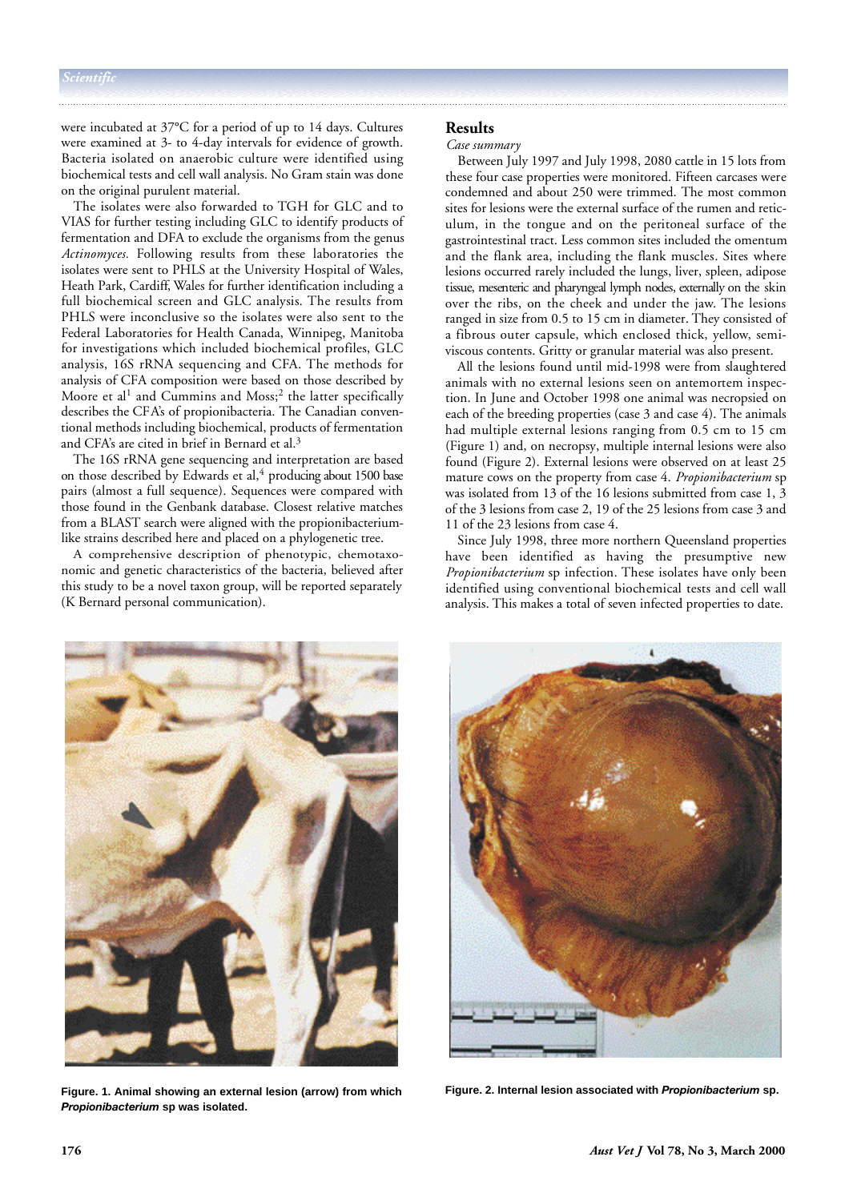were incubated at 37°C for a period of up to 14 days. Cultures were examined at 3- to 4-day intervals for evidence of growth. Bacteria isolated on anaerobic culture were identified using biochemical tests and cell wall analysis. No Gram stain was done on the original purulent material.

The isolates were also forwarded to TGH for GLC and to VIAS for further testing including GLC to identify products of fermentation and DFA to exclude the organisms from the genus *Actinomyces.* Following results from these laboratories the isolates were sent to PHLS at the University Hospital of Wales, Heath Park, Cardiff, Wales for further identification including a full biochemical screen and GLC analysis. The results from PHLS were inconclusive so the isolates were also sent to the Federal Laboratories for Health Canada, Winnipeg, Manitoba for investigations which included biochemical profiles, GLC analysis, 16S rRNA sequencing and CFA. The methods for analysis of CFA composition were based on those described by Moore et al[1] and Cummins and Moss;[2] the latter specifically describes the CFA's of propionibacteria. The Canadian conventional methods including biochemical, products of fermentation and CFA's are cited in brief in Bernard et al.[3]

The 16S rRNA gene sequencing and interpretation are based on those described by Edwards et al,[4] producing about 1500 base pairs (almost a full sequence). Sequences were compared with those found in the Genbank database. Closest relative matches from a BLAST search were aligned with the propionibacterium-like strains described here and placed on a phylogenetic tree.

A comprehensive description of phenotypic, chemotaxonomic and genetic characteristics of the bacteria, believed after this study to be a novel taxon group, will be reported separately (K Bernard personal communication).

## Results

*Case summary*

Between July 1997 and July 1998, 2080 cattle in 15 lots from these four case properties were monitored. Fifteen carcases were condemned and about 250 were trimmed. The most common sites for lesions were the external surface of the rumen and reticulum, in the tongue and on the peritoneal surface of the gastrointestinal tract. Less common sites included the omentum and the flank area, including the flank muscles. Sites where lesions occurred rarely included the lungs, liver, spleen, adipose tissue, mesenteric and pharyngeal lymph nodes, externally on the skin over the ribs, on the cheek and under the jaw. The lesions ranged in size from 0.5 to 15 cm in diameter. They consisted of a fibrous outer capsule, which enclosed thick, yellow, semi-viscous contents. Gritty or granular material was also present.

All the lesions found until mid-1998 were from slaughtered animals with no external lesions seen on antemortem inspection. In June and October 1998 one animal was necropsied on each of the breeding properties (case 3 and case 4). The animals had multiple external lesions ranging from 0.5 cm to 15 cm (Figure 1) and, on necropsy, multiple internal lesions were also found (Figure 2). External lesions were observed on at least 25 mature cows on the property from case 4. *Propionibacterium* sp was isolated from 13 of the 16 lesions submitted from case 1, 3 of the 3 lesions from case 2, 19 of the 25 lesions from case 3 and 11 of the 23 lesions from case 4.

Since July 1998, three more northern Queensland properties have been identified as having the presumptive new *Propionibacterium* sp infection. These isolates have only been identified using conventional biochemical tests and cell wall analysis. This makes a total of seven infected properties to date.

**Figure. 1. Animal showing an external lesion (arrow) from which *Propionibacterium* sp was isolated.**

**Figure. 2. Internal lesion associated with *Propionibacterium* sp.**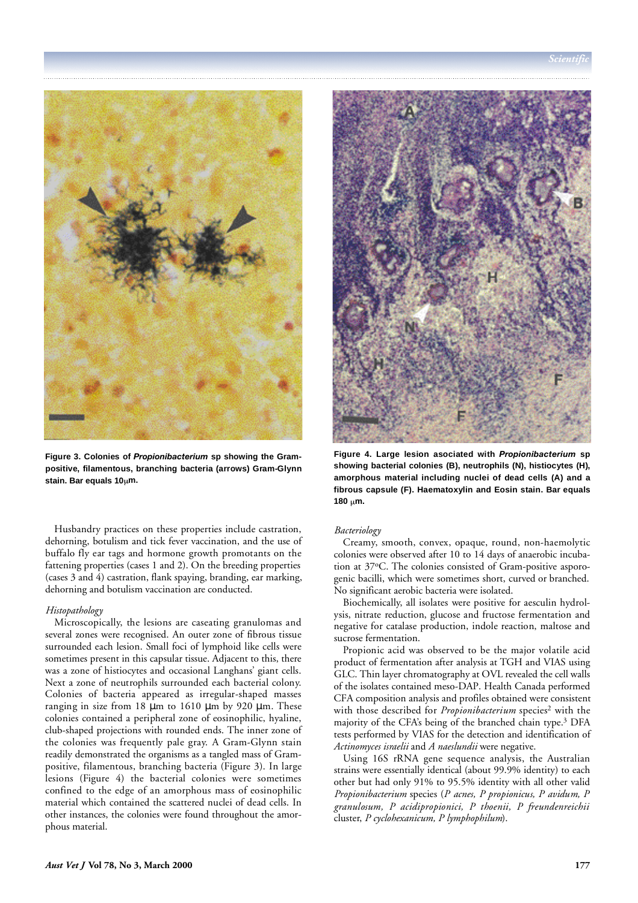Figure 3. Colonies of ***Propionibacterium*** **sp showing the Gram-positive, filamentous, branching bacteria (arrows) Gram-Glynn stain. Bar equals 10μm.**

**Figure 4. Large lesion asociated with** ***Propionibacterium*** **sp showing bacterial colonies (B), neutrophils (N), histiocytes (H), amorphous material including nuclei of dead cells (A) and a fibrous capsule (F). Haematoxylin and Eosin stain. Bar equals 180 μm.**

Husbandry practices on these properties include castration, dehorning, botulism and tick fever vaccination, and the use of buffalo fly ear tags and hormone growth promotants on the fattening properties (cases 1 and 2). On the breeding properties (cases 3 and 4) castration, flank spaying, branding, ear marking, dehorning and botulism vaccination are conducted.

*Histopathology*

Microscopically, the lesions are caseating granulomas and several zones were recognised. An outer zone of fibrous tissue surrounded each lesion. Small foci of lymphoid like cells were sometimes present in this capsular tissue. Adjacent to this, there was a zone of histiocytes and occasional Langhans' giant cells. Next a zone of neutrophils surrounded each bacterial colony. Colonies of bacteria appeared as irregular-shaped masses ranging in size from 18 μm to 1610 μm by 920 μm. These colonies contained a peripheral zone of eosinophilic, hyaline, club-shaped projections with rounded ends. The inner zone of the colonies was frequently pale gray. A Gram-Glynn stain readily demonstrated the organisms as a tangled mass of Gram-positive, filamentous, branching bacteria (Figure 3). In large lesions (Figure 4) the bacterial colonies were sometimes confined to the edge of an amorphous mass of eosinophilic material which contained the scattered nuclei of dead cells. In other instances, the colonies were found throughout the amorphous material.

*Bacteriology*

Creamy, smooth, convex, opaque, round, non-haemolytic colonies were observed after 10 to 14 days of anaerobic incubation at 37°C. The colonies consisted of Gram-positive asporogenic bacilli, which were sometimes short, curved or branched. No significant aerobic bacteria were isolated.

Biochemically, all isolates were positive for aesculin hydrolysis, nitrate reduction, glucose and fructose fermentation and negative for catalase production, indole reaction, maltose and sucrose fermentation.

Propionic acid was observed to be the major volatile acid product of fermentation after analysis at TGH and VIAS using GLC. Thin layer chromatography at OVL revealed the cell walls of the isolates contained meso-DAP. Health Canada performed CFA composition analysis and profiles obtained were consistent with those described for *Propionibacterium* species[2] with the majority of the CFA's being of the branched chain type.[3] DFA tests performed by VIAS for the detection and identification of *Actinomyces israelii* and *A naeslundii* were negative.

Using 16S rRNA gene sequence analysis, the Australian strains were essentially identical (about 99.9% identity) to each other but had only 91% to 95.5% identity with all other valid *Propionibacterium* species (*P acnes, P propionicus, P avidum, P granulosum, P acidipropionici, P thoenii, P freundenreichii* cluster, *P cyclohexanicum, P lymphophilum*).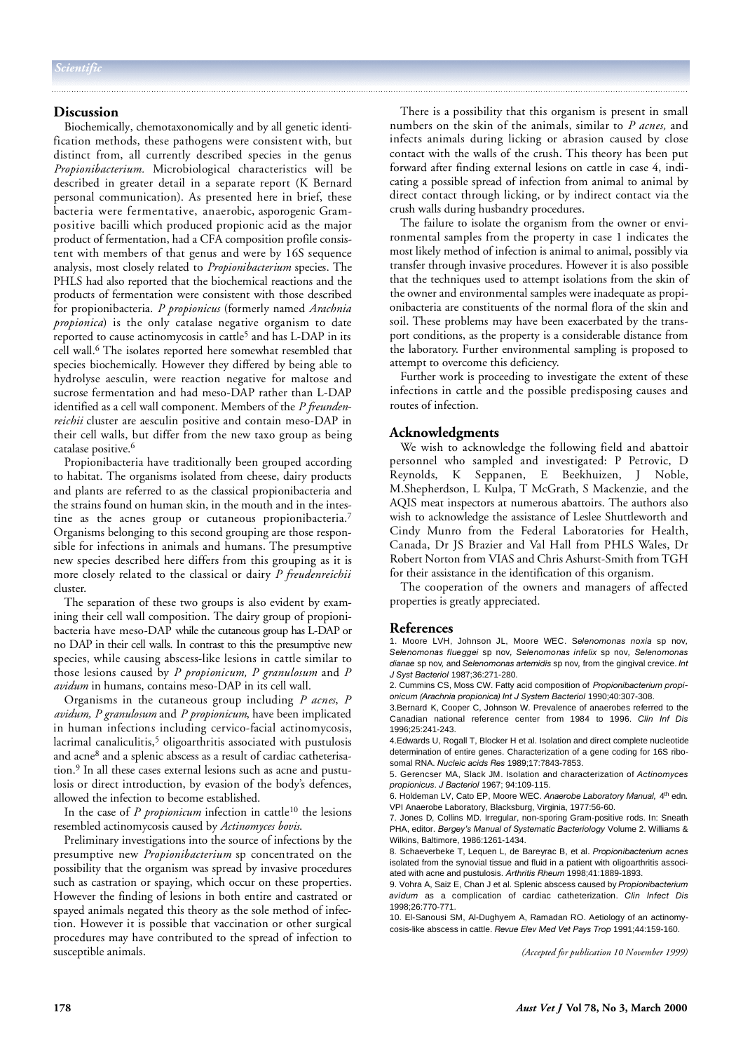## Discussion

Biochemically, chemotaxonomically and by all genetic identification methods, these pathogens were consistent with, but distinct from, all currently described species in the genus *Propionibacterium.* Microbiological characteristics will be described in greater detail in a separate report (K Bernard personal communication). As presented here in brief, these bacteria were fermentative, anaerobic, asporogenic Gram-positive bacilli which produced propionic acid as the major product of fermentation, had a CFA composition profile consistent with members of that genus and were by 16S sequence analysis, most closely related to *Propionibacterium* species. The PHLS had also reported that the biochemical reactions and the products of fermentation were consistent with those described for propionibacteria. *P propionicus* (formerly named *Arachnia propionica*) is the only catalase negative organism to date reported to cause actinomycosis in cattle[5] and has L-DAP in its cell wall.[6] The isolates reported here somewhat resembled that species biochemically. However they differed by being able to hydrolyse aesculin, were reaction negative for maltose and sucrose fermentation and had meso-DAP rather than L-DAP identified as a cell wall component. Members of the *P freundenreichii* cluster are aesculin positive and contain meso-DAP in their cell walls, but differ from the new taxo group as being catalase positive.[6]

Propionibacteria have traditionally been grouped according to habitat. The organisms isolated from cheese, dairy products and plants are referred to as the classical propionibacteria and the strains found on human skin, in the mouth and in the intestine as the acnes group or cutaneous propionibacteria.[7] Organisms belonging to this second grouping are those responsible for infections in animals and humans. The presumptive new species described here differs from this grouping as it is more closely related to the classical or dairy *P freudenreichii* cluster.

The separation of these two groups is also evident by examining their cell wall composition. The dairy group of propionibacteria have meso-DAP while the cutaneous group has L-DAP or no DAP in their cell walls. In contrast to this the presumptive new species, while causing abscess-like lesions in cattle similar to those lesions caused by *P propionicum, P granulosum* and *P avidum* in humans, contains meso-DAP in its cell wall.

Organisms in the cutaneous group including *P acnes*, *P avidum, P granulosum* and *P propionicum*, have been implicated in human infections including cervico-facial actinomycosis, lacrimal canaliculitis,[5] oligoarthritis associated with pustulosis and acne[8] and a splenic abscess as a result of cardiac catheterisation.[9] In all these cases external lesions such as acne and pustulosis or direct introduction, by evasion of the body's defences, allowed the infection to become established.

In the case of *P propionicum* infection in cattle[10] the lesions resembled actinomycosis caused by *Actinomyces bovis*.

Preliminary investigations into the source of infections by the presumptive new *Propionibacterium* sp concentrated on the possibility that the organism was spread by invasive procedures such as castration or spaying, which occur on these properties. However the finding of lesions in both entire and castrated or spayed animals negated this theory as the sole method of infection. However it is possible that vaccination or other surgical procedures may have contributed to the spread of infection to susceptible animals.

There is a possibility that this organism is present in small numbers on the skin of the animals, similar to *P acnes,* and infects animals during licking or abrasion caused by close contact with the walls of the crush. This theory has been put forward after finding external lesions on cattle in case 4, indicating a possible spread of infection from animal to animal by direct contact through licking, or by indirect contact via the crush walls during husbandry procedures.

The failure to isolate the organism from the owner or environmental samples from the property in case 1 indicates the most likely method of infection is animal to animal, possibly via transfer through invasive procedures. However it is also possible that the techniques used to attempt isolations from the skin of the owner and environmental samples were inadequate as propionibacteria are constituents of the normal flora of the skin and soil. These problems may have been exacerbated by the transport conditions, as the property is a considerable distance from the laboratory. Further environmental sampling is proposed to attempt to overcome this deficiency.

Further work is proceeding to investigate the extent of these infections in cattle and the possible predisposing causes and routes of infection.

## Acknowledgments

We wish to acknowledge the following field and abattoir personnel who sampled and investigated: P Petrovic, D Reynolds, K Seppanen, E Beekhuizen, J Noble, M.Shepherdson, L Kulpa, T McGrath, S Mackenzie, and the AQIS meat inspectors at numerous abattoirs. The authors also wish to acknowledge the assistance of Leslee Shuttleworth and Cindy Munro from the Federal Laboratories for Health, Canada, Dr JS Brazier and Val Hall from PHLS Wales, Dr Robert Norton from VIAS and Chris Ashurst-Smith from TGH for their assistance in the identification of this organism.

The cooperation of the owners and managers of affected properties is greatly appreciated.

## References

1. Moore LVH, Johnson JL, Moore WEC. S*elenomonas noxia* sp nov, *Selenomonas flueggei* sp nov, *Selenomonas infelix* sp nov, *Selenomonas dianae* sp nov, and *Selenomonas artemidis* sp nov, from the gingival crevice. *Int J Syst Bacteriol* 1987;36:271-280.
2. Cummins CS, Moss CW. Fatty acid composition of *Propionibacterium propionicum (Arachnia propionica) Int J System Bacteriol* 1990;40:307-308.
3. Bernard K, Cooper C, Johnson W. Prevalence of anaerobes referred to the Canadian national reference center from 1984 to 1996. *Clin Inf Dis* 1996;25:241-243.
4. Edwards U, Rogall T, Blocker H et al. Isolation and direct complete nucleotide determination of entire genes. Characterization of a gene coding for 16S ribosomal RNA. *Nucleic acids Res* 1989;17:7843-7853.
5. Gerencser MA, Slack JM. Isolation and characterization of *Actinomyces propionicus*. *J Bacteriol* 1967; 94:109-115.
6. Holdeman LV, Cato EP, Moore WEC. *Anaerobe Laboratory Manual,* 4th edn. VPI Anaerobe Laboratory, Blacksburg, Virginia, 1977:56-60.
7. Jones D, Collins MD. Irregular, non-sporing Gram-positive rods. In: Sneath PHA, editor. *Bergey's Manual of Systematic Bacteriology* Volume 2. Williams & Wilkins, Baltimore, 1986:1261-1434.
8. Schaeverbeke T, Lequen L, de Bareyrac B, et al. *Propionibacterium acnes* isolated from the synovial tissue and fluid in a patient with oligoarthritis associated with acne and pustulosis. *Arthritis Rheum* 1998;41:1889-1893.
9. Vohra A, Saiz E, Chan J et al. Splenic abscess caused by *Propionibacterium avidum* as a complication of cardiac catheterization. *Clin Infect Dis* 1998;26:770-771.
10. El-Sanousi SM, Al-Dughyem A, Ramadan RO. Aetiology of an actinomycosis-like abscess in cattle. *Revue Elev Med Vet Pays Trop* 1991;44:159-160.

*(Accepted for publication 10 November 1999)*